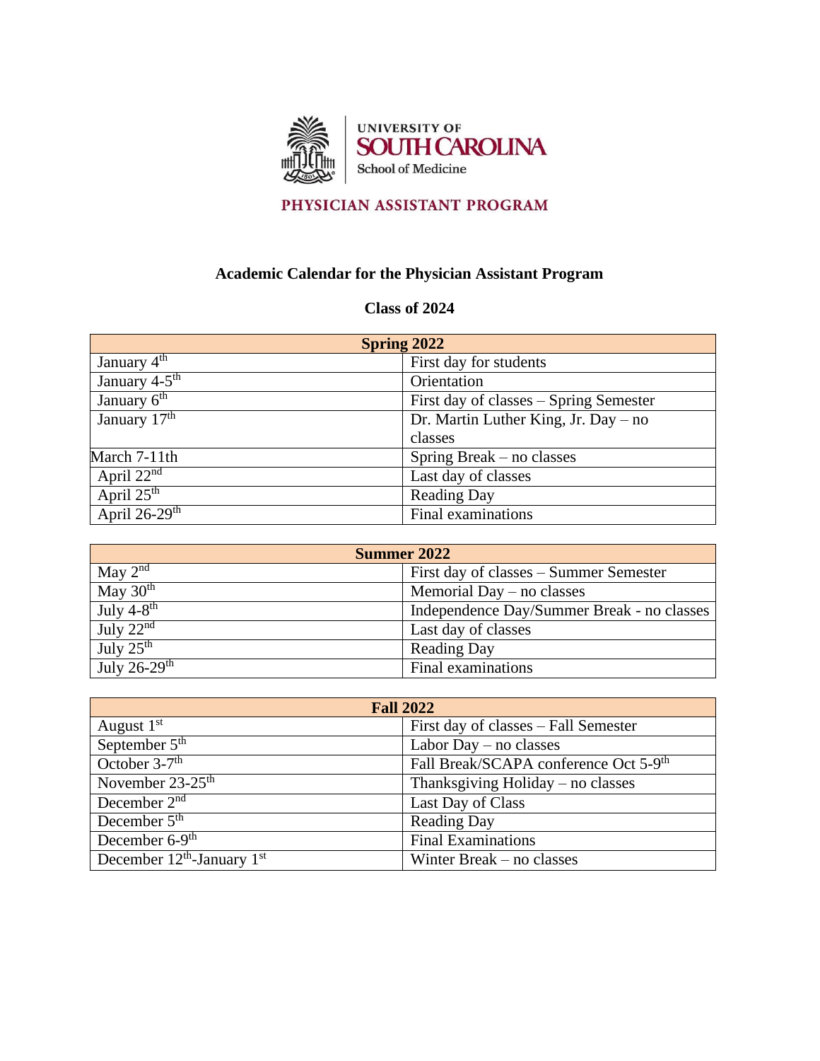UNIVERSITY OF SOUTH CAROLINA
School of Medicine

PHYSICIAN ASSISTANT PROGRAM

## Academic Calendar for the Physician Assistant Program

### Class of 2024

| Spring 2022 | |
|---|---|
| January 4th | First day for students |
| January 4-5th | Orientation |
| January 6th | First day of classes – Spring Semester |
| January 17th | Dr. Martin Luther King, Jr. Day – no classes |
| March 7-11th | Spring Break – no classes |
| April 22nd | Last day of classes |
| April 25th | Reading Day |
| April 26-29th | Final examinations |

| Summer 2022 | |
|---|---|
| May 2nd | First day of classes – Summer Semester |
| May 30th | Memorial Day – no classes |
| July 4-8th | Independence Day/Summer Break - no classes |
| July 22nd | Last day of classes |
| July 25th | Reading Day |
| July 26-29th | Final examinations |

| Fall 2022 | |
|---|---|
| August 1st | First day of classes – Fall Semester |
| September 5th | Labor Day – no classes |
| October 3-7th | Fall Break/SCAPA conference Oct 5-9th |
| November 23-25th | Thanksgiving Holiday – no classes |
| December 2nd | Last Day of Class |
| December 5th | Reading Day |
| December 6-9th | Final Examinations |
| December 12th-January 1st | Winter Break – no classes |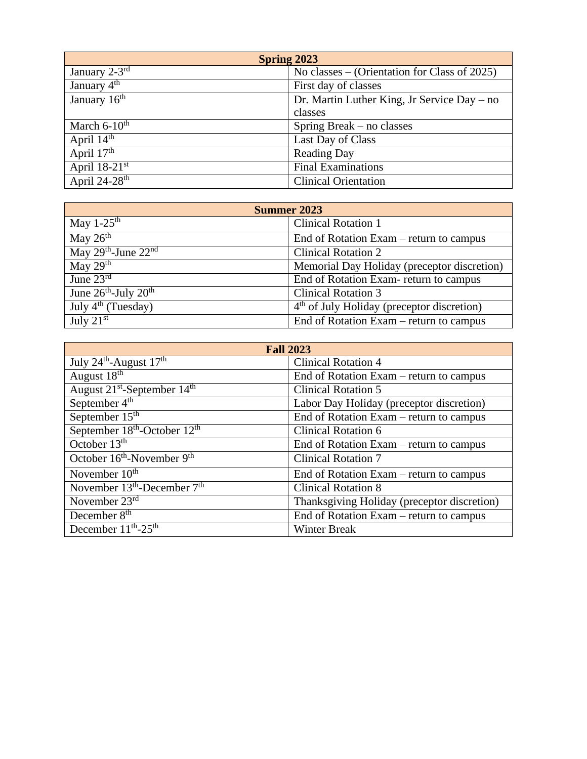| Spring 2023 | |
|---|---|
| January 2-3rd | No classes – (Orientation for Class of 2025) |
| January 4th | First day of classes |
| January 16th | Dr. Martin Luther King, Jr Service Day – no classes |
| March 6-10th | Spring Break – no classes |
| April 14th | Last Day of Class |
| April 17th | Reading Day |
| April 18-21st | Final Examinations |
| April 24-28th | Clinical Orientation |

| Summer 2023 | |
|---|---|
| May 1-25th | Clinical Rotation 1 |
| May 26th | End of Rotation Exam – return to campus |
| May 29th-June 22nd | Clinical Rotation 2 |
| May 29th | Memorial Day Holiday (preceptor discretion) |
| June 23rd | End of Rotation Exam- return to campus |
| June 26th-July 20th | Clinical Rotation 3 |
| July 4th (Tuesday) | 4th of July Holiday (preceptor discretion) |
| July 21st | End of Rotation Exam – return to campus |

| Fall 2023 | |
|---|---|
| July 24th-August 17th | Clinical Rotation 4 |
| August 18th | End of Rotation Exam – return to campus |
| August 21st-September 14th | Clinical Rotation 5 |
| September 4th | Labor Day Holiday (preceptor discretion) |
| September 15th | End of Rotation Exam – return to campus |
| September 18th-October 12th | Clinical Rotation 6 |
| October 13th | End of Rotation Exam – return to campus |
| October 16th-November 9th | Clinical Rotation 7 |
| November 10th | End of Rotation Exam – return to campus |
| November 13th-December 7th | Clinical Rotation 8 |
| November 23rd | Thanksgiving Holiday (preceptor discretion) |
| December 8th | End of Rotation Exam – return to campus |
| December 11th-25th | Winter Break |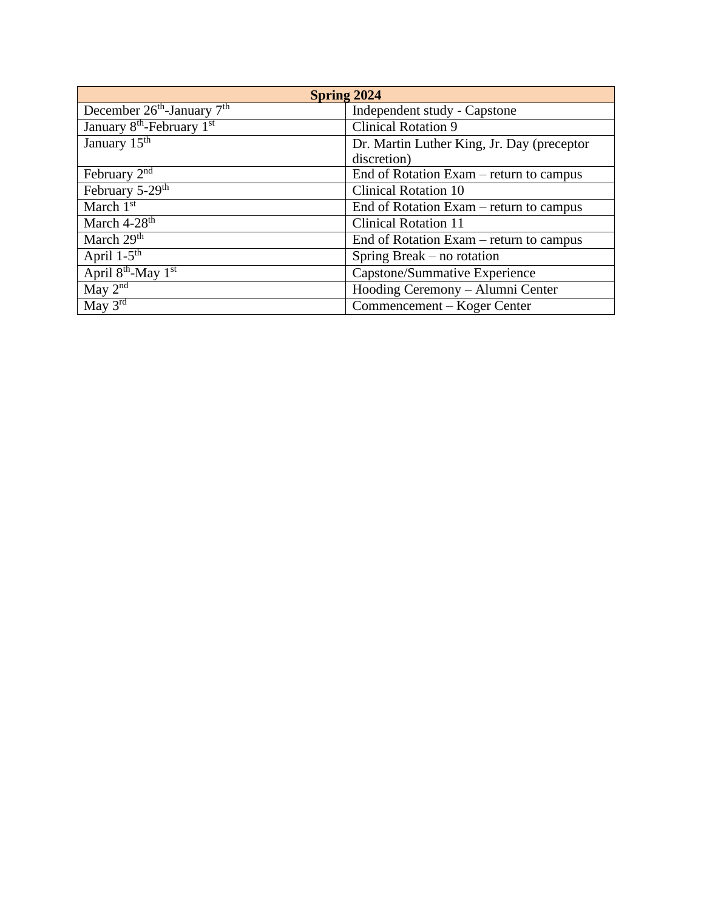| Spring 2024 | |
| --- | --- |
| December 26th-January 7th | Independent study - Capstone |
| January 8th-February 1st | Clinical Rotation 9 |
| January 15th | Dr. Martin Luther King, Jr. Day (preceptor discretion) |
| February 2nd | End of Rotation Exam – return to campus |
| February 5-29th | Clinical Rotation 10 |
| March 1st | End of Rotation Exam – return to campus |
| March 4-28th | Clinical Rotation 11 |
| March 29th | End of Rotation Exam – return to campus |
| April 1-5th | Spring Break – no rotation |
| April 8th-May 1st | Capstone/Summative Experience |
| May 2nd | Hooding Ceremony – Alumni Center |
| May 3rd | Commencement – Koger Center |